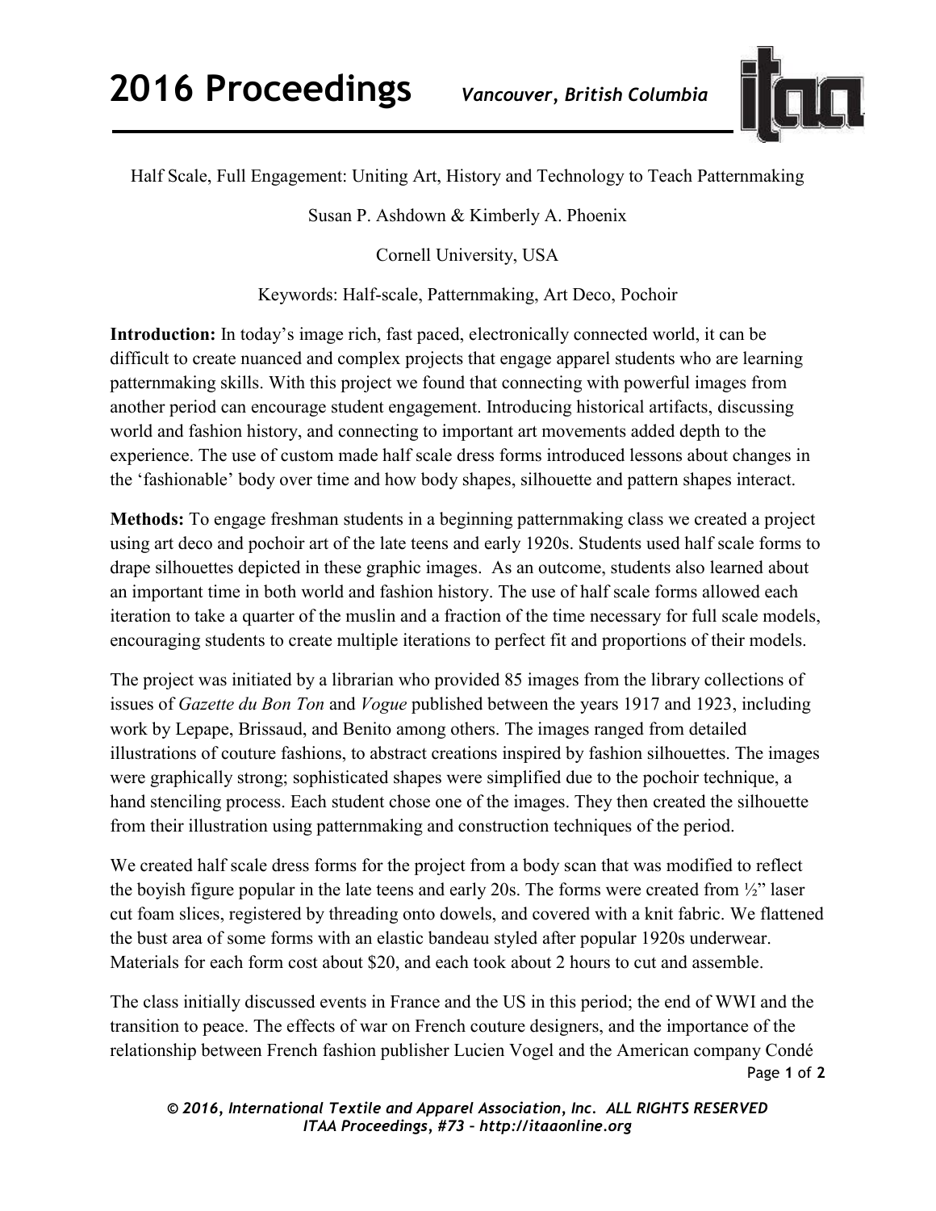Half Scale, Full Engagement: Uniting Art, History and Technology to Teach Patternmaking

Susan P. Ashdown & Kimberly A. Phoenix

Cornell University, USA

Keywords: Half-scale, Patternmaking, Art Deco, Pochoir

**Introduction:** In today's image rich, fast paced, electronically connected world, it can be difficult to create nuanced and complex projects that engage apparel students who are learning patternmaking skills. With this project we found that connecting with powerful images from another period can encourage student engagement. Introducing historical artifacts, discussing world and fashion history, and connecting to important art movements added depth to the experience. The use of custom made half scale dress forms introduced lessons about changes in the 'fashionable' body over time and how body shapes, silhouette and pattern shapes interact.

**Methods:** To engage freshman students in a beginning patternmaking class we created a project using art deco and pochoir art of the late teens and early 1920s. Students used half scale forms to drape silhouettes depicted in these graphic images. As an outcome, students also learned about an important time in both world and fashion history. The use of half scale forms allowed each iteration to take a quarter of the muslin and a fraction of the time necessary for full scale models, encouraging students to create multiple iterations to perfect fit and proportions of their models.

The project was initiated by a librarian who provided 85 images from the library collections of issues of *Gazette du Bon Ton* and *Vogue* published between the years 1917 and 1923, including work by Lepape, Brissaud, and Benito among others. The images ranged from detailed illustrations of couture fashions, to abstract creations inspired by fashion silhouettes. The images were graphically strong; sophisticated shapes were simplified due to the pochoir technique, a hand stenciling process. Each student chose one of the images. They then created the silhouette from their illustration using patternmaking and construction techniques of the period.

We created half scale dress forms for the project from a body scan that was modified to reflect the boyish figure popular in the late teens and early 20s. The forms were created from ½" laser cut foam slices, registered by threading onto dowels, and covered with a knit fabric. We flattened the bust area of some forms with an elastic bandeau styled after popular 1920s underwear. Materials for each form cost about $20, and each took about 2 hours to cut and assemble.

The class initially discussed events in France and the US in this period; the end of WWI and the transition to peace. The effects of war on French couture designers, and the importance of the relationship between French fashion publisher Lucien Vogel and the American company Condé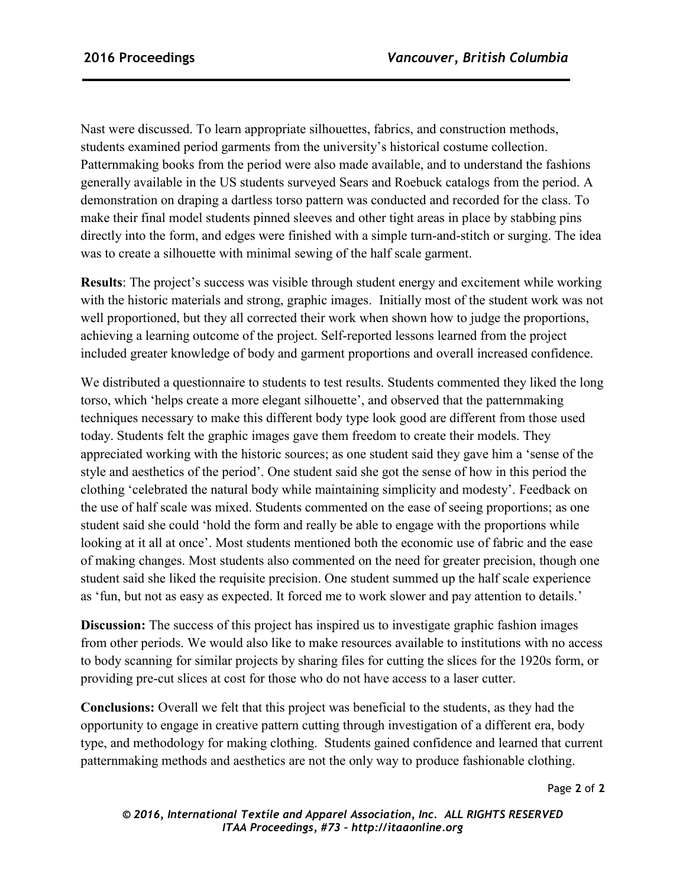Nast were discussed. To learn appropriate silhouettes, fabrics, and construction methods, students examined period garments from the university's historical costume collection. Patternmaking books from the period were also made available, and to understand the fashions generally available in the US students surveyed Sears and Roebuck catalogs from the period. A demonstration on draping a dartless torso pattern was conducted and recorded for the class. To make their final model students pinned sleeves and other tight areas in place by stabbing pins directly into the form, and edges were finished with a simple turn-and-stitch or surging. The idea was to create a silhouette with minimal sewing of the half scale garment.

**Results**: The project's success was visible through student energy and excitement while working with the historic materials and strong, graphic images. Initially most of the student work was not well proportioned, but they all corrected their work when shown how to judge the proportions, achieving a learning outcome of the project. Self-reported lessons learned from the project included greater knowledge of body and garment proportions and overall increased confidence.

We distributed a questionnaire to students to test results. Students commented they liked the long torso, which 'helps create a more elegant silhouette', and observed that the patternmaking techniques necessary to make this different body type look good are different from those used today. Students felt the graphic images gave them freedom to create their models. They appreciated working with the historic sources; as one student said they gave him a 'sense of the style and aesthetics of the period'. One student said she got the sense of how in this period the clothing 'celebrated the natural body while maintaining simplicity and modesty'. Feedback on the use of half scale was mixed. Students commented on the ease of seeing proportions; as one student said she could 'hold the form and really be able to engage with the proportions while looking at it all at once'. Most students mentioned both the economic use of fabric and the ease of making changes. Most students also commented on the need for greater precision, though one student said she liked the requisite precision. One student summed up the half scale experience as 'fun, but not as easy as expected. It forced me to work slower and pay attention to details.'

**Discussion:** The success of this project has inspired us to investigate graphic fashion images from other periods. We would also like to make resources available to institutions with no access to body scanning for similar projects by sharing files for cutting the slices for the 1920s form, or providing pre-cut slices at cost for those who do not have access to a laser cutter.

**Conclusions:** Overall we felt that this project was beneficial to the students, as they had the opportunity to engage in creative pattern cutting through investigation of a different era, body type, and methodology for making clothing. Students gained confidence and learned that current patternmaking methods and aesthetics are not the only way to produce fashionable clothing.